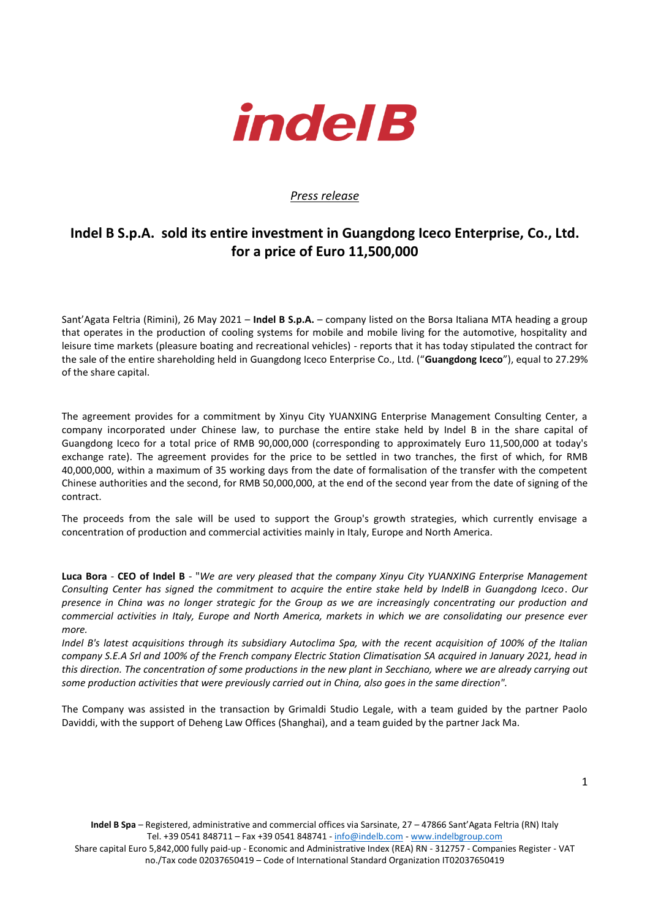*Press release*

## Indel B S.p.A. sold its entire investment in Guangdong Iceco Enterprise, Co., Ltd. for a price of Euro 11,500,000

Sant'Agata Feltria (Rimini), 26 May 2021 – **Indel B S.p.A.** – company listed on the Borsa Italiana MTA heading a group that operates in the production of cooling systems for mobile and mobile living for the automotive, hospitality and leisure time markets (pleasure boating and recreational vehicles) - reports that it has today stipulated the contract for the sale of the entire shareholding held in Guangdong Iceco Enterprise Co., Ltd. ("**Guangdong Iceco**"), equal to 27.29% of the share capital.

The agreement provides for a commitment by Xinyu City YUANXING Enterprise Management Consulting Center, a company incorporated under Chinese law, to purchase the entire stake held by Indel B in the share capital of Guangdong Iceco for a total price of RMB 90,000,000 (corresponding to approximately Euro 11,500,000 at today's exchange rate). The agreement provides for the price to be settled in two tranches, the first of which, for RMB 40,000,000, within a maximum of 35 working days from the date of formalisation of the transfer with the competent Chinese authorities and the second, for RMB 50,000,000, at the end of the second year from the date of signing of the contract.

The proceeds from the sale will be used to support the Group's growth strategies, which currently envisage a concentration of production and commercial activities mainly in Italy, Europe and North America.

**Luca Bora** - **CEO of Indel B** - "*We are very pleased that the company Xinyu City YUANXING Enterprise Management Consulting Center has signed the commitment to acquire the entire stake held by IndelB in Guangdong Iceco. Our presence in China was no longer strategic for the Group as we are increasingly concentrating our production and commercial activities in Italy, Europe and North America, markets in which we are consolidating our presence ever more.*

*Indel B's latest acquisitions through its subsidiary Autoclima Spa, with the recent acquisition of 100% of the Italian company S.E.A Srl and 100% of the French company Electric Station Climatisation SA acquired in January 2021, head in this direction. The concentration of some productions in the new plant in Secchiano, where we are already carrying out some production activities that were previously carried out in China, also goes in the same direction".*

The Company was assisted in the transaction by Grimaldi Studio Legale, with a team guided by the partner Paolo Daviddi, with the support of Deheng Law Offices (Shanghai), and a team guided by the partner Jack Ma.

**Indel B Spa** – Registered, administrative and commercial offices via Sarsinate, 27 – 47866 Sant'Agata Feltria (RN) Italy
Tel. +39 0541 848711 – Fax +39 0541 848741 - info@indelb.com - www.indelbgroup.com
Share capital Euro 5,842,000 fully paid-up - Economic and Administrative Index (REA) RN - 312757 - Companies Register - VAT no./Tax code 02037650419 – Code of International Standard Organization IT02037650419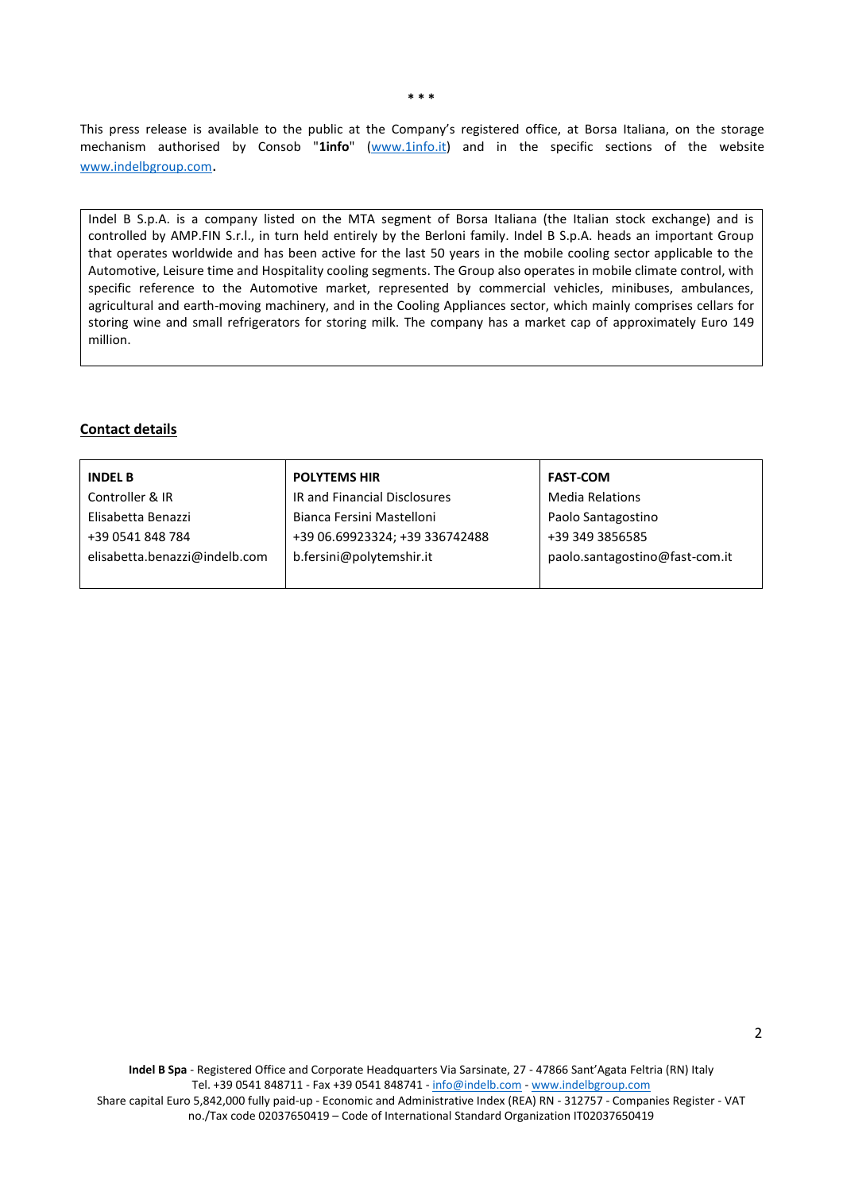\* \* \*

This press release is available to the public at the Company's registered office, at Borsa Italiana, on the storage mechanism authorised by Consob "**1info**" (www.1info.it) and in the specific sections of the website www.indelbgroup.com.

Indel B S.p.A. is a company listed on the MTA segment of Borsa Italiana (the Italian stock exchange) and is controlled by AMP.FIN S.r.l., in turn held entirely by the Berloni family. Indel B S.p.A. heads an important Group that operates worldwide and has been active for the last 50 years in the mobile cooling sector applicable to the Automotive, Leisure time and Hospitality cooling segments. The Group also operates in mobile climate control, with specific reference to the Automotive market, represented by commercial vehicles, minibuses, ambulances, agricultural and earth-moving machinery, and in the Cooling Appliances sector, which mainly comprises cellars for storing wine and small refrigerators for storing milk. The company has a market cap of approximately Euro 149 million.

## Contact details

| **INDEL B** | **POLYTEMS HIR** | **FAST-COM** |
|---|---|---|
| Controller & IR | IR and Financial Disclosures | Media Relations |
| Elisabetta Benazzi | Bianca Fersini Mastelloni | Paolo Santagostino |
| +39 0541 848 784 | +39 06.69923324; +39 336742488 | +39 349 3856585 |
| elisabetta.benazzi@indelb.com | b.fersini@polytemshir.it | paolo.santagostino@fast-com.it |

**Indel B Spa** - Registered Office and Corporate Headquarters Via Sarsinate, 27 - 47866 Sant'Agata Feltria (RN) Italy
Tel. +39 0541 848711 - Fax +39 0541 848741 - info@indelb.com - www.indelbgroup.com
Share capital Euro 5,842,000 fully paid-up - Economic and Administrative Index (REA) RN - 312757 - Companies Register - VAT no./Tax code 02037650419 – Code of International Standard Organization IT02037650419